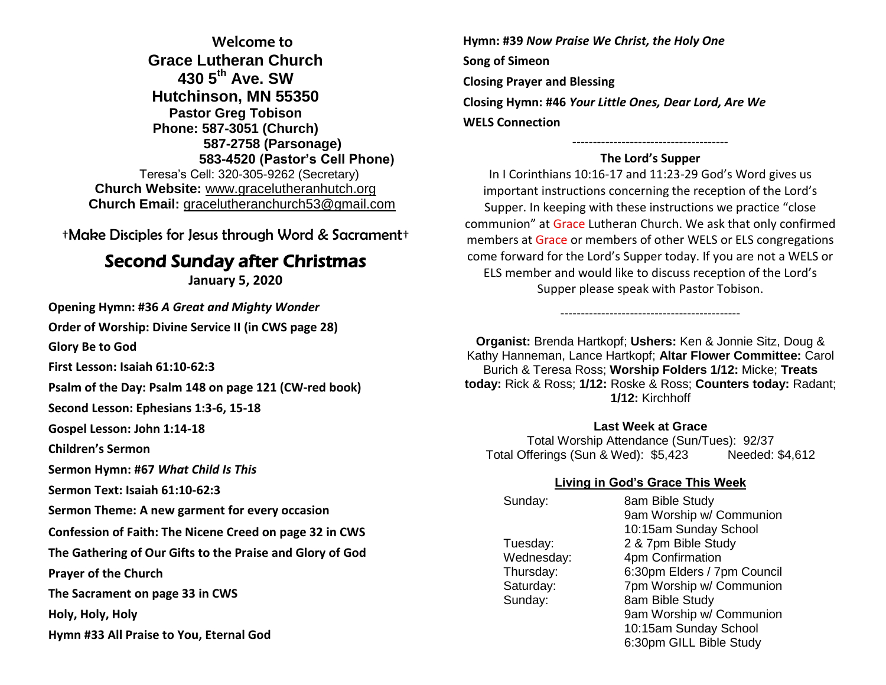**Welcome to**

**Grace Lutheran Church**

**430 5th Ave. SW**

**Hutchinson, MN 55350**

**Pastor Greg Tobison**

**Phone: 587-3051 (Church)**

**587-2758 (Parsonage)**

**583-4520 (Pastor's Cell Phone)**

Teresa's Cell: 320-305-9262 (Secretary)

**Church Website:** www.gracelutheranhutch.org

**Church Email:** gracelutheranchurch53@gmail.com

†Make Disciples for Jesus through Word & Sacrament†

# Second Sunday after Christmas

**January 5, 2020**

**Opening Hymn: #36 *A Great and Mighty Wonder***

**Order of Worship: Divine Service II (in CWS page 28)**

**Glory Be to God**

**First Lesson: Isaiah 61:10-62:3**

**Psalm of the Day: Psalm 148 on page 121 (CW-red book)**

**Second Lesson: Ephesians 1:3-6, 15-18**

**Gospel Lesson: John 1:14-18**

**Children's Sermon**

**Sermon Hymn: #67 *What Child Is This***

**Sermon Text: Isaiah 61:10-62:3**

**Sermon Theme: A new garment for every occasion**

**Confession of Faith: The Nicene Creed on page 32 in CWS**

**The Gathering of Our Gifts to the Praise and Glory of God**

**Prayer of the Church**

**The Sacrament on page 33 in CWS**

**Holy, Holy, Holy**

**Hymn #33 All Praise to You, Eternal God**

**Hymn: #39 *Now Praise We Christ, the Holy One***

**Song of Simeon**

**Closing Prayer and Blessing**

**Closing Hymn: #46 *Your Little Ones, Dear Lord, Are We***

**WELS Connection**

--------------------------------------

**The Lord's Supper**

In I Corinthians 10:16-17 and 11:23-29 God's Word gives us important instructions concerning the reception of the Lord's Supper. In keeping with these instructions we practice "close communion" at Grace Lutheran Church. We ask that only confirmed members at Grace or members of other WELS or ELS congregations come forward for the Lord's Supper today. If you are not a WELS or ELS member and would like to discuss reception of the Lord's Supper please speak with Pastor Tobison.

--------------------------------------------

**Organist:** Brenda Hartkopf; **Ushers:** Ken & Jonnie Sitz, Doug & Kathy Hanneman, Lance Hartkopf; **Altar Flower Committee:** Carol Burich & Teresa Ross; **Worship Folders 1/12:** Micke; **Treats today:** Rick & Ross; **1/12:** Roske & Ross; **Counters today:** Radant; **1/12:** Kirchhoff

**Last Week at Grace**

Total Worship Attendance (Sun/Tues): 92/37

Total Offerings (Sun & Wed): $5,423 Needed: $4,612

**Living in God's Grace This Week**

| | |
|---|---|
| Sunday: | 8am Bible Study |
| | 9am Worship w/ Communion |
| | 10:15am Sunday School |
| Tuesday: | 2 & 7pm Bible Study |
| Wednesday: | 4pm Confirmation |
| Thursday: | 6:30pm Elders / 7pm Council |
| Saturday: | 7pm Worship w/ Communion |
| Sunday: | 8am Bible Study |
| | 9am Worship w/ Communion |
| | 10:15am Sunday School |
| | 6:30pm GILL Bible Study |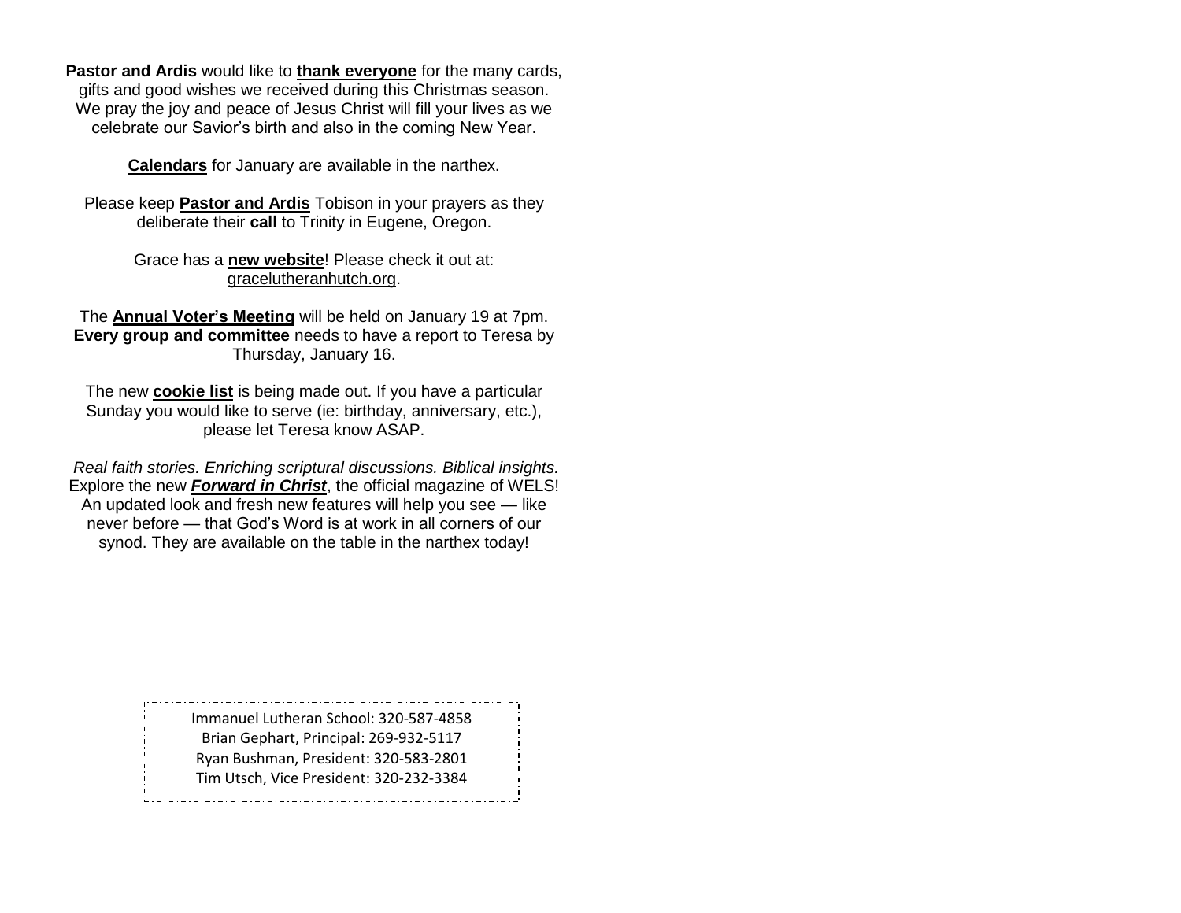**Pastor and Ardis** would like to **thank everyone** for the many cards, gifts and good wishes we received during this Christmas season. We pray the joy and peace of Jesus Christ will fill your lives as we celebrate our Savior's birth and also in the coming New Year.

**Calendars** for January are available in the narthex.

Please keep **Pastor and Ardis** Tobison in your prayers as they deliberate their **call** to Trinity in Eugene, Oregon.

Grace has a **new website**! Please check it out at: gracelutheranhutch.org.

The **Annual Voter's Meeting** will be held on January 19 at 7pm. **Every group and committee** needs to have a report to Teresa by Thursday, January 16.

The new **cookie list** is being made out. If you have a particular Sunday you would like to serve (ie: birthday, anniversary, etc.), please let Teresa know ASAP.

*Real faith stories. Enriching scriptural discussions. Biblical insights.* Explore the new ***Forward in Christ***, the official magazine of WELS! An updated look and fresh new features will help you see — like never before — that God's Word is at work in all corners of our synod. They are available on the table in the narthex today!

Immanuel Lutheran School: 320-587-4858
Brian Gephart, Principal: 269-932-5117
Ryan Bushman, President: 320-583-2801
Tim Utsch, Vice President: 320-232-3384